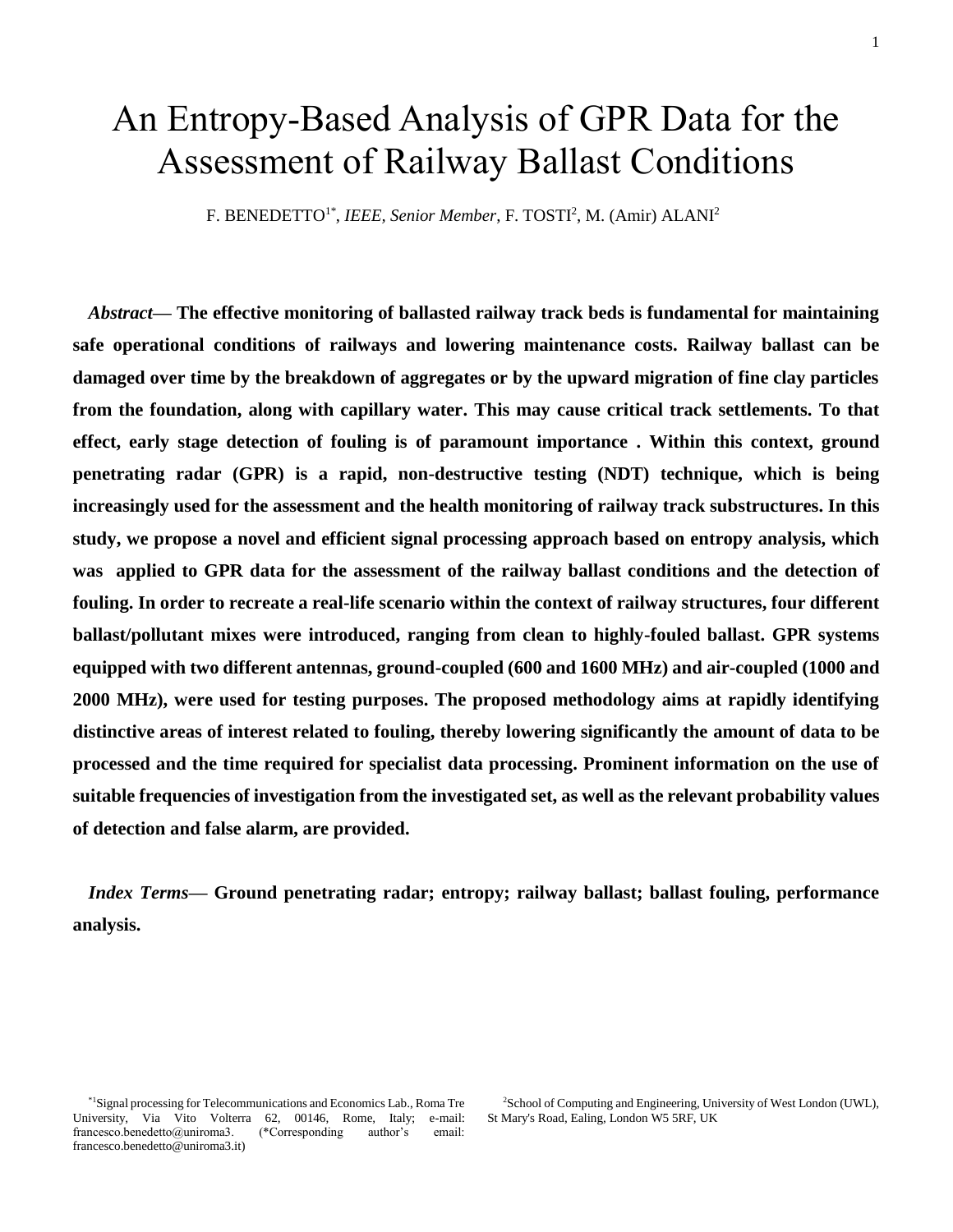# An Entropy-Based Analysis of GPR Data for the Assessment of Railway Ballast Conditions

F. BENEDETTO[1*], *IEEE, Senior Member*, F. TOSTI[2], M. (Amir) ALANI[2]

***Abstract*— The effective monitoring of ballasted railway track beds is fundamental for maintaining safe operational conditions of railways and lowering maintenance costs. Railway ballast can be damaged over time by the breakdown of aggregates or by the upward migration of fine clay particles from the foundation, along with capillary water. This may cause critical track settlements. To that effect, early stage detection of fouling is of paramount importance . Within this context, ground penetrating radar (GPR) is a rapid, non-destructive testing (NDT) technique, which is being increasingly used for the assessment and the health monitoring of railway track substructures. In this study, we propose a novel and efficient signal processing approach based on entropy analysis, which was applied to GPR data for the assessment of the railway ballast conditions and the detection of fouling. In order to recreate a real-life scenario within the context of railway structures, four different ballast/pollutant mixes were introduced, ranging from clean to highly-fouled ballast. GPR systems equipped with two different antennas, ground-coupled (600 and 1600 MHz) and air-coupled (1000 and 2000 MHz), were used for testing purposes. The proposed methodology aims at rapidly identifying distinctive areas of interest related to fouling, thereby lowering significantly the amount of data to be processed and the time required for specialist data processing. Prominent information on the use of suitable frequencies of investigation from the investigated set, as well as the relevant probability values of detection and false alarm, are provided.**

***Index Terms*— Ground penetrating radar; entropy; railway ballast; ballast fouling, performance analysis.**

[*1]Signal processing for Telecommunications and Economics Lab., Roma Tre University, Via Vito Volterra 62, 00146, Rome, Italy; e-mail: francesco.benedetto@uniroma3. (*Corresponding author's email: francesco.benedetto@uniroma3.it)

[2]School of Computing and Engineering, University of West London (UWL), St Mary's Road, Ealing, London W5 5RF, UK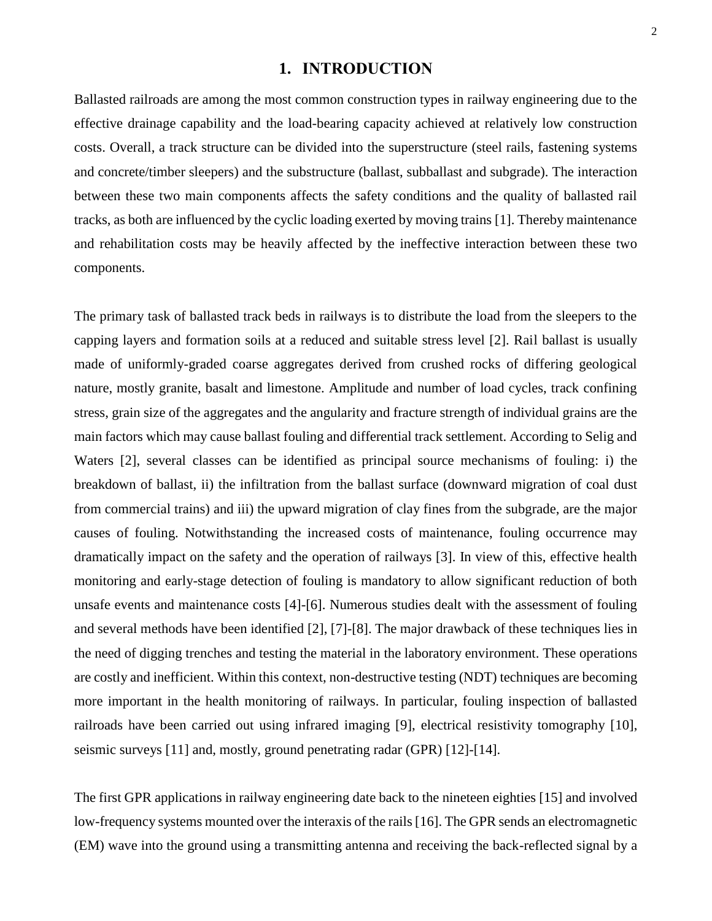# 1. INTRODUCTION

Ballasted railroads are among the most common construction types in railway engineering due to the effective drainage capability and the load-bearing capacity achieved at relatively low construction costs. Overall, a track structure can be divided into the superstructure (steel rails, fastening systems and concrete/timber sleepers) and the substructure (ballast, subballast and subgrade). The interaction between these two main components affects the safety conditions and the quality of ballasted rail tracks, as both are influenced by the cyclic loading exerted by moving trains [1]. Thereby maintenance and rehabilitation costs may be heavily affected by the ineffective interaction between these two components.

The primary task of ballasted track beds in railways is to distribute the load from the sleepers to the capping layers and formation soils at a reduced and suitable stress level [2]. Rail ballast is usually made of uniformly-graded coarse aggregates derived from crushed rocks of differing geological nature, mostly granite, basalt and limestone. Amplitude and number of load cycles, track confining stress, grain size of the aggregates and the angularity and fracture strength of individual grains are the main factors which may cause ballast fouling and differential track settlement. According to Selig and Waters [2], several classes can be identified as principal source mechanisms of fouling: i) the breakdown of ballast, ii) the infiltration from the ballast surface (downward migration of coal dust from commercial trains) and iii) the upward migration of clay fines from the subgrade, are the major causes of fouling. Notwithstanding the increased costs of maintenance, fouling occurrence may dramatically impact on the safety and the operation of railways [3]. In view of this, effective health monitoring and early-stage detection of fouling is mandatory to allow significant reduction of both unsafe events and maintenance costs [4]-[6]. Numerous studies dealt with the assessment of fouling and several methods have been identified [2], [7]-[8]. The major drawback of these techniques lies in the need of digging trenches and testing the material in the laboratory environment. These operations are costly and inefficient. Within this context, non-destructive testing (NDT) techniques are becoming more important in the health monitoring of railways. In particular, fouling inspection of ballasted railroads have been carried out using infrared imaging [9], electrical resistivity tomography [10], seismic surveys [11] and, mostly, ground penetrating radar (GPR) [12]-[14].

The first GPR applications in railway engineering date back to the nineteen eighties [15] and involved low-frequency systems mounted over the interaxis of the rails [16]. The GPR sends an electromagnetic (EM) wave into the ground using a transmitting antenna and receiving the back-reflected signal by a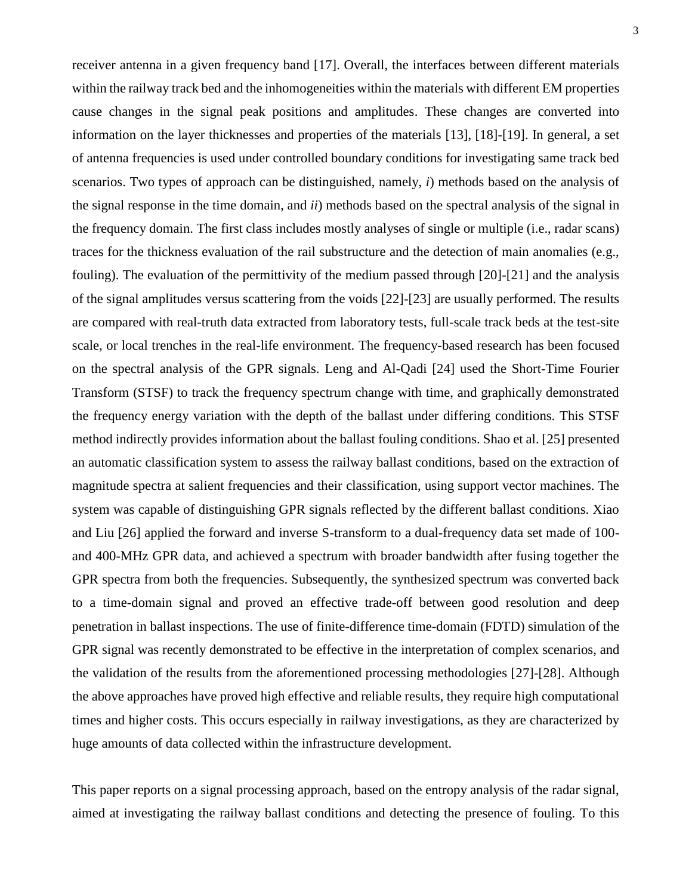receiver antenna in a given frequency band [17]. Overall, the interfaces between different materials within the railway track bed and the inhomogeneities within the materials with different EM properties cause changes in the signal peak positions and amplitudes. These changes are converted into information on the layer thicknesses and properties of the materials [13], [18]-[19]. In general, a set of antenna frequencies is used under controlled boundary conditions for investigating same track bed scenarios. Two types of approach can be distinguished, namely, *i*) methods based on the analysis of the signal response in the time domain, and *ii*) methods based on the spectral analysis of the signal in the frequency domain. The first class includes mostly analyses of single or multiple (i.e., radar scans) traces for the thickness evaluation of the rail substructure and the detection of main anomalies (e.g., fouling). The evaluation of the permittivity of the medium passed through [20]-[21] and the analysis of the signal amplitudes versus scattering from the voids [22]-[23] are usually performed. The results are compared with real-truth data extracted from laboratory tests, full-scale track beds at the test-site scale, or local trenches in the real-life environment. The frequency-based research has been focused on the spectral analysis of the GPR signals. Leng and Al-Qadi [24] used the Short-Time Fourier Transform (STSF) to track the frequency spectrum change with time, and graphically demonstrated the frequency energy variation with the depth of the ballast under differing conditions. This STSF method indirectly provides information about the ballast fouling conditions. Shao et al. [25] presented an automatic classification system to assess the railway ballast conditions, based on the extraction of magnitude spectra at salient frequencies and their classification, using support vector machines. The system was capable of distinguishing GPR signals reflected by the different ballast conditions. Xiao and Liu [26] applied the forward and inverse S-transform to a dual-frequency data set made of 100- and 400-MHz GPR data, and achieved a spectrum with broader bandwidth after fusing together the GPR spectra from both the frequencies. Subsequently, the synthesized spectrum was converted back to a time-domain signal and proved an effective trade-off between good resolution and deep penetration in ballast inspections. The use of finite-difference time-domain (FDTD) simulation of the GPR signal was recently demonstrated to be effective in the interpretation of complex scenarios, and the validation of the results from the aforementioned processing methodologies [27]-[28]. Although the above approaches have proved high effective and reliable results, they require high computational times and higher costs. This occurs especially in railway investigations, as they are characterized by huge amounts of data collected within the infrastructure development.

This paper reports on a signal processing approach, based on the entropy analysis of the radar signal, aimed at investigating the railway ballast conditions and detecting the presence of fouling. To this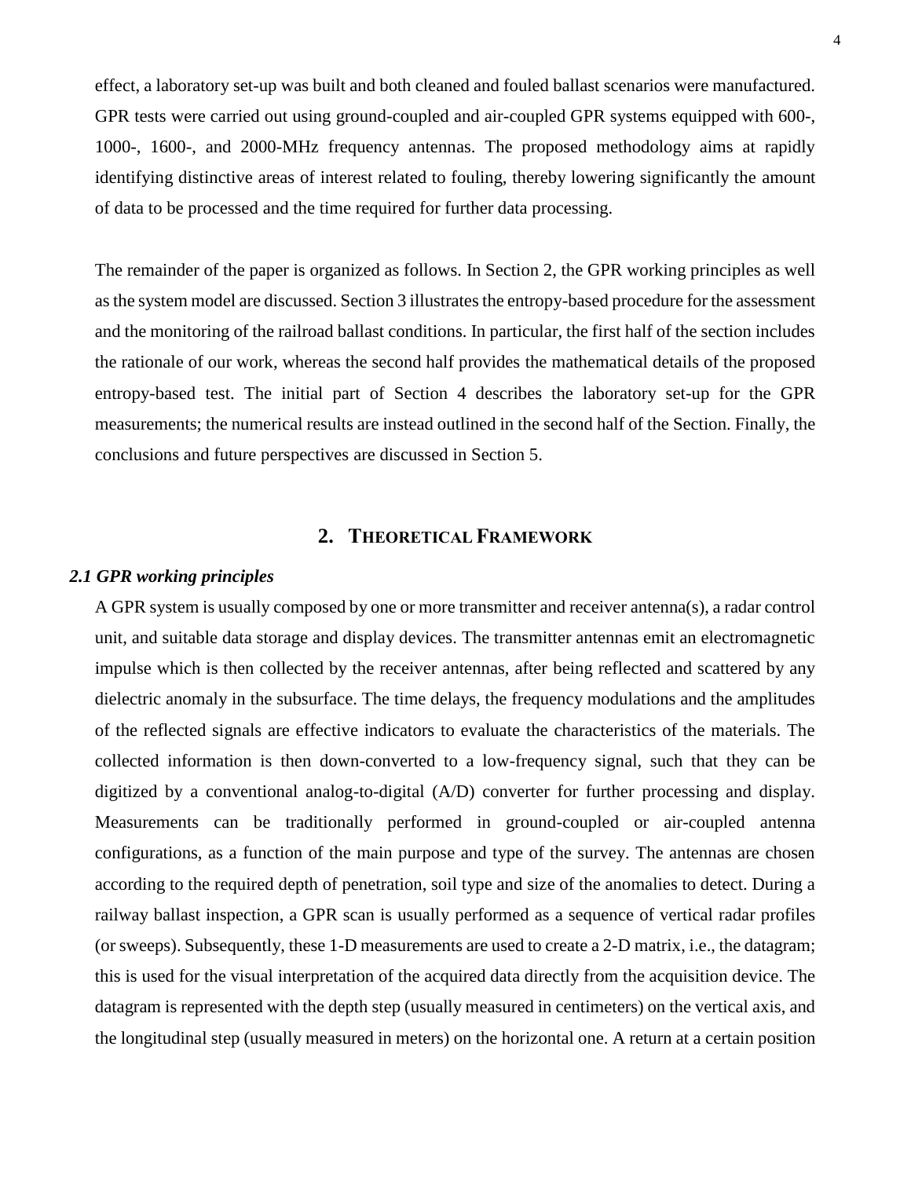effect, a laboratory set-up was built and both cleaned and fouled ballast scenarios were manufactured. GPR tests were carried out using ground-coupled and air-coupled GPR systems equipped with 600-, 1000-, 1600-, and 2000-MHz frequency antennas. The proposed methodology aims at rapidly identifying distinctive areas of interest related to fouling, thereby lowering significantly the amount of data to be processed and the time required for further data processing.

The remainder of the paper is organized as follows. In Section 2, the GPR working principles as well as the system model are discussed. Section 3 illustrates the entropy-based procedure for the assessment and the monitoring of the railroad ballast conditions. In particular, the first half of the section includes the rationale of our work, whereas the second half provides the mathematical details of the proposed entropy-based test. The initial part of Section 4 describes the laboratory set-up for the GPR measurements; the numerical results are instead outlined in the second half of the Section. Finally, the conclusions and future perspectives are discussed in Section 5.

## 2. Theoretical Framework

### *2.1 GPR working principles*

A GPR system is usually composed by one or more transmitter and receiver antenna(s), a radar control unit, and suitable data storage and display devices. The transmitter antennas emit an electromagnetic impulse which is then collected by the receiver antennas, after being reflected and scattered by any dielectric anomaly in the subsurface. The time delays, the frequency modulations and the amplitudes of the reflected signals are effective indicators to evaluate the characteristics of the materials. The collected information is then down-converted to a low-frequency signal, such that they can be digitized by a conventional analog-to-digital (A/D) converter for further processing and display. Measurements can be traditionally performed in ground-coupled or air-coupled antenna configurations, as a function of the main purpose and type of the survey. The antennas are chosen according to the required depth of penetration, soil type and size of the anomalies to detect. During a railway ballast inspection, a GPR scan is usually performed as a sequence of vertical radar profiles (or sweeps). Subsequently, these 1-D measurements are used to create a 2-D matrix, i.e., the datagram; this is used for the visual interpretation of the acquired data directly from the acquisition device. The datagram is represented with the depth step (usually measured in centimeters) on the vertical axis, and the longitudinal step (usually measured in meters) on the horizontal one. A return at a certain position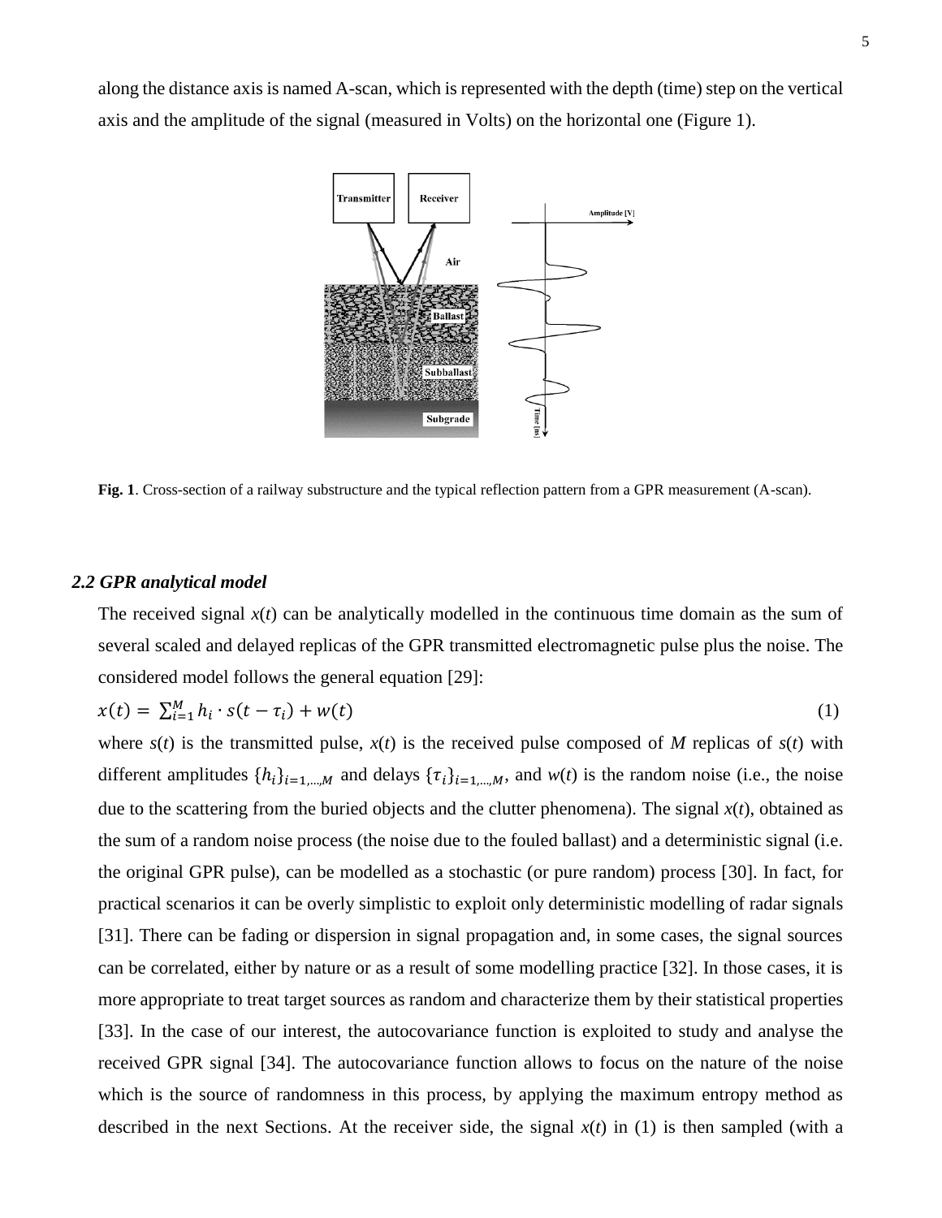along the distance axis is named A-scan, which is represented with the depth (time) step on the vertical axis and the amplitude of the signal (measured in Volts) on the horizontal one (Figure 1).

**Fig. 1**. Cross-section of a railway substructure and the typical reflection pattern from a GPR measurement (A-scan).

### *2.2 GPR analytical model*

The received signal $x(t)$ can be analytically modelled in the continuous time domain as the sum of several scaled and delayed replicas of the GPR transmitted electromagnetic pulse plus the noise. The considered model follows the general equation [29]:

$$x(t) = \sum_{i=1}^{M} h_i \cdot s(t - \tau_i) + w(t) \tag{1}$$

where $s(t)$ is the transmitted pulse, $x(t)$ is the received pulse composed of $M$ replicas of $s(t)$ with different amplitudes $\{h_i\}_{i=1,\dots,M}$ and delays $\{\tau_i\}_{i=1,\dots,M}$, and $w(t)$ is the random noise (i.e., the noise due to the scattering from the buried objects and the clutter phenomena). The signal $x(t)$, obtained as the sum of a random noise process (the noise due to the fouled ballast) and a deterministic signal (i.e. the original GPR pulse), can be modelled as a stochastic (or pure random) process [30]. In fact, for practical scenarios it can be overly simplistic to exploit only deterministic modelling of radar signals [31]. There can be fading or dispersion in signal propagation and, in some cases, the signal sources can be correlated, either by nature or as a result of some modelling practice [32]. In those cases, it is more appropriate to treat target sources as random and characterize them by their statistical properties [33]. In the case of our interest, the autocovariance function is exploited to study and analyse the received GPR signal [34]. The autocovariance function allows to focus on the nature of the noise which is the source of randomness in this process, by applying the maximum entropy method as described in the next Sections. At the receiver side, the signal $x(t)$ in (1) is then sampled (with a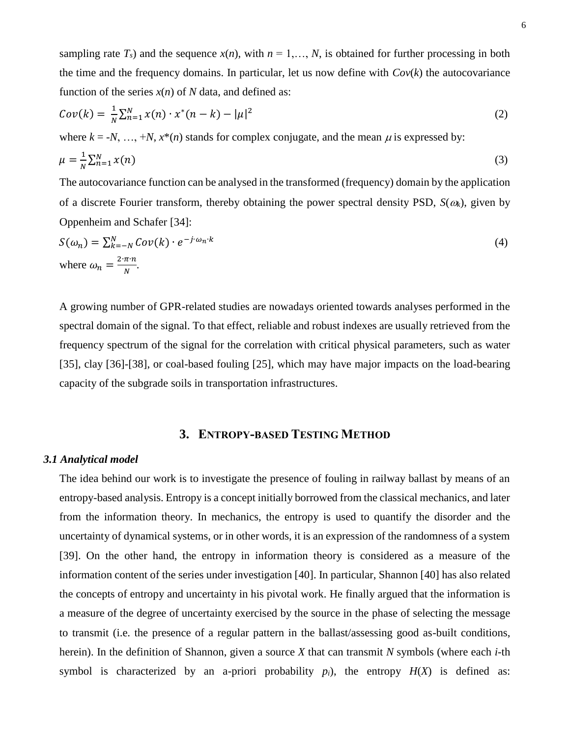sampling rate $T_s$) and the sequence $x(n)$, with $n = 1,\dots, N$, is obtained for further processing in both the time and the frequency domains. In particular, let us now define with $Cov(k)$ the autocovariance function of the series $x(n)$ of $N$ data, and defined as:

$$Cov(k) = \frac{1}{N}\sum_{n=1}^{N} x(n) \cdot x^{*}(n-k) - |\mu|^2 \tag{2}$$

where $k = -N, \dots, +N$, $x^*(n)$ stands for complex conjugate, and the mean $\mu$ is expressed by:

$$\mu = \frac{1}{N}\sum_{n=1}^{N} x(n) \tag{3}$$

The autocovariance function can be analysed in the transformed (frequency) domain by the application of a discrete Fourier transform, thereby obtaining the power spectral density PSD, $S(\omega_k)$, given by Oppenheim and Schafer [34]:

$$S(\omega_n) = \sum_{k=-N}^{N} Cov(k) \cdot e^{-j \cdot \omega_n \cdot k} \tag{4}$$

where $\omega_n = \frac{2 \cdot \pi \cdot n}{N}$.

A growing number of GPR-related studies are nowadays oriented towards analyses performed in the spectral domain of the signal. To that effect, reliable and robust indexes are usually retrieved from the frequency spectrum of the signal for the correlation with critical physical parameters, such as water [35], clay [36]-[38], or coal-based fouling [25], which may have major impacts on the load-bearing capacity of the subgrade soils in transportation infrastructures.

## 3. Entropy-based Testing Method

### 3.1 Analytical model

The idea behind our work is to investigate the presence of fouling in railway ballast by means of an entropy-based analysis. Entropy is a concept initially borrowed from the classical mechanics, and later from the information theory. In mechanics, the entropy is used to quantify the disorder and the uncertainty of dynamical systems, or in other words, it is an expression of the randomness of a system [39]. On the other hand, the entropy in information theory is considered as a measure of the information content of the series under investigation [40]. In particular, Shannon [40] has also related the concepts of entropy and uncertainty in his pivotal work. He finally argued that the information is a measure of the degree of uncertainty exercised by the source in the phase of selecting the message to transmit (i.e. the presence of a regular pattern in the ballast/assessing good as-built conditions, herein). In the definition of Shannon, given a source $X$ that can transmit $N$ symbols (where each $i$-th symbol is characterized by an a-priori probability $p_i$), the entropy $H(X)$ is defined as: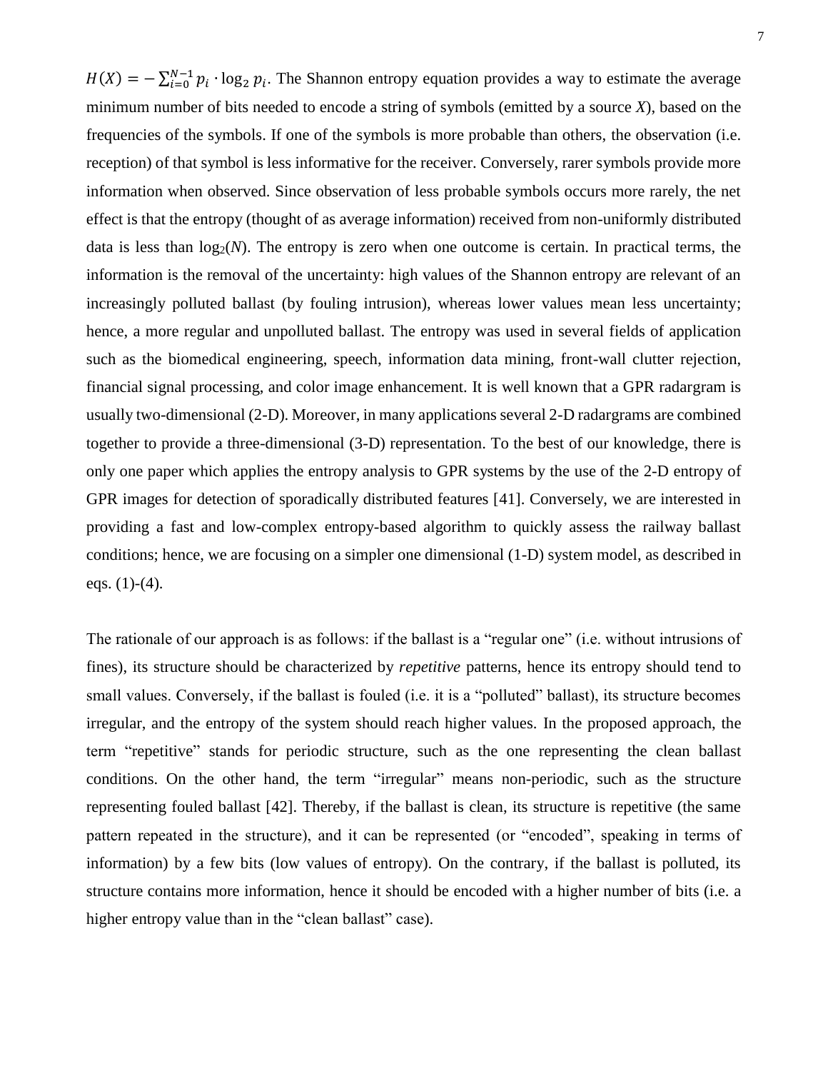$H(X) = -\sum_{i=0}^{N-1} p_i \cdot \log_2 p_i$. The Shannon entropy equation provides a way to estimate the average minimum number of bits needed to encode a string of symbols (emitted by a source $X$), based on the frequencies of the symbols. If one of the symbols is more probable than others, the observation (i.e. reception) of that symbol is less informative for the receiver. Conversely, rarer symbols provide more information when observed. Since observation of less probable symbols occurs more rarely, the net effect is that the entropy (thought of as average information) received from non-uniformly distributed data is less than $\log_2(N)$. The entropy is zero when one outcome is certain. In practical terms, the information is the removal of the uncertainty: high values of the Shannon entropy are relevant of an increasingly polluted ballast (by fouling intrusion), whereas lower values mean less uncertainty; hence, a more regular and unpolluted ballast. The entropy was used in several fields of application such as the biomedical engineering, speech, information data mining, front-wall clutter rejection, financial signal processing, and color image enhancement. It is well known that a GPR radargram is usually two-dimensional (2-D). Moreover, in many applications several 2-D radargrams are combined together to provide a three-dimensional (3-D) representation. To the best of our knowledge, there is only one paper which applies the entropy analysis to GPR systems by the use of the 2-D entropy of GPR images for detection of sporadically distributed features [41]. Conversely, we are interested in providing a fast and low-complex entropy-based algorithm to quickly assess the railway ballast conditions; hence, we are focusing on a simpler one dimensional (1-D) system model, as described in eqs. (1)-(4).

The rationale of our approach is as follows: if the ballast is a "regular one" (i.e. without intrusions of fines), its structure should be characterized by *repetitive* patterns, hence its entropy should tend to small values. Conversely, if the ballast is fouled (i.e. it is a "polluted" ballast), its structure becomes irregular, and the entropy of the system should reach higher values. In the proposed approach, the term "repetitive" stands for periodic structure, such as the one representing the clean ballast conditions. On the other hand, the term "irregular" means non-periodic, such as the structure representing fouled ballast [42]. Thereby, if the ballast is clean, its structure is repetitive (the same pattern repeated in the structure), and it can be represented (or "encoded", speaking in terms of information) by a few bits (low values of entropy). On the contrary, if the ballast is polluted, its structure contains more information, hence it should be encoded with a higher number of bits (i.e. a higher entropy value than in the "clean ballast" case).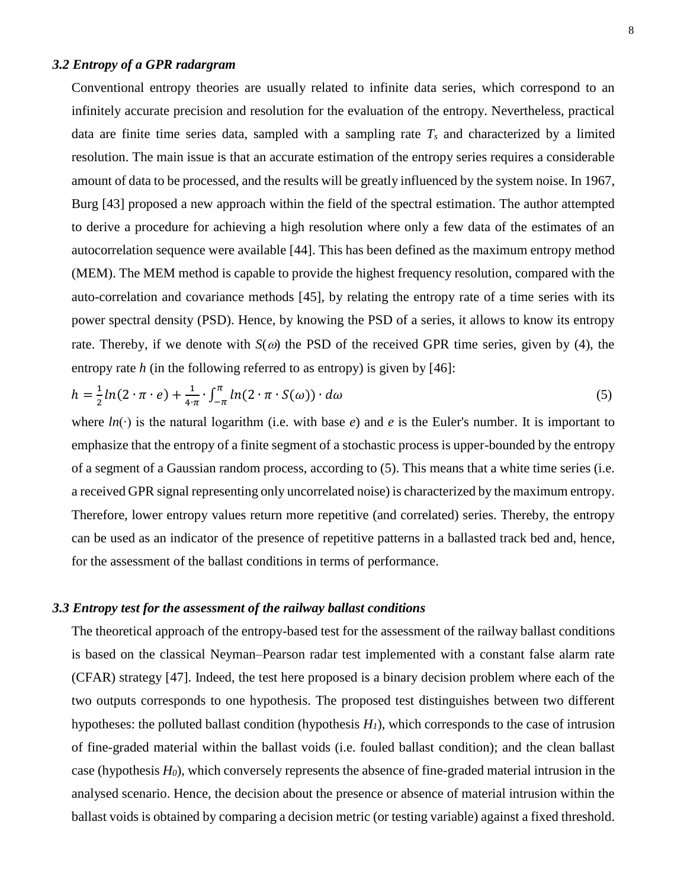### *3.2 Entropy of a GPR radargram*

Conventional entropy theories are usually related to infinite data series, which correspond to an infinitely accurate precision and resolution for the evaluation of the entropy. Nevertheless, practical data are finite time series data, sampled with a sampling rate $T_s$ and characterized by a limited resolution. The main issue is that an accurate estimation of the entropy series requires a considerable amount of data to be processed, and the results will be greatly influenced by the system noise. In 1967, Burg [43] proposed a new approach within the field of the spectral estimation. The author attempted to derive a procedure for achieving a high resolution where only a few data of the estimates of an autocorrelation sequence were available [44]. This has been defined as the maximum entropy method (MEM). The MEM method is capable to provide the highest frequency resolution, compared with the auto-correlation and covariance methods [45], by relating the entropy rate of a time series with its power spectral density (PSD). Hence, by knowing the PSD of a series, it allows to know its entropy rate. Thereby, if we denote with $S(\omega)$ the PSD of the received GPR time series, given by (4), the entropy rate $h$ (in the following referred to as entropy) is given by [46]:

$$h = \frac{1}{2} ln(2 \cdot \pi \cdot e) + \frac{1}{4 \cdot \pi} \cdot \int_{-\pi}^{\pi} ln(2 \cdot \pi \cdot S(\omega)) \cdot d\omega \tag{5}$$

where $ln(\cdot)$ is the natural logarithm (i.e. with base $e$) and $e$ is the Euler's number. It is important to emphasize that the entropy of a finite segment of a stochastic process is upper-bounded by the entropy of a segment of a Gaussian random process, according to (5). This means that a white time series (i.e. a received GPR signal representing only uncorrelated noise) is characterized by the maximum entropy. Therefore, lower entropy values return more repetitive (and correlated) series. Thereby, the entropy can be used as an indicator of the presence of repetitive patterns in a ballasted track bed and, hence, for the assessment of the ballast conditions in terms of performance.

### *3.3 Entropy test for the assessment of the railway ballast conditions*

The theoretical approach of the entropy-based test for the assessment of the railway ballast conditions is based on the classical Neyman–Pearson radar test implemented with a constant false alarm rate (CFAR) strategy [47]. Indeed, the test here proposed is a binary decision problem where each of the two outputs corresponds to one hypothesis. The proposed test distinguishes between two different hypotheses: the polluted ballast condition (hypothesis $H_1$), which corresponds to the case of intrusion of fine-graded material within the ballast voids (i.e. fouled ballast condition); and the clean ballast case (hypothesis $H_0$), which conversely represents the absence of fine-graded material intrusion in the analysed scenario. Hence, the decision about the presence or absence of material intrusion within the ballast voids is obtained by comparing a decision metric (or testing variable) against a fixed threshold.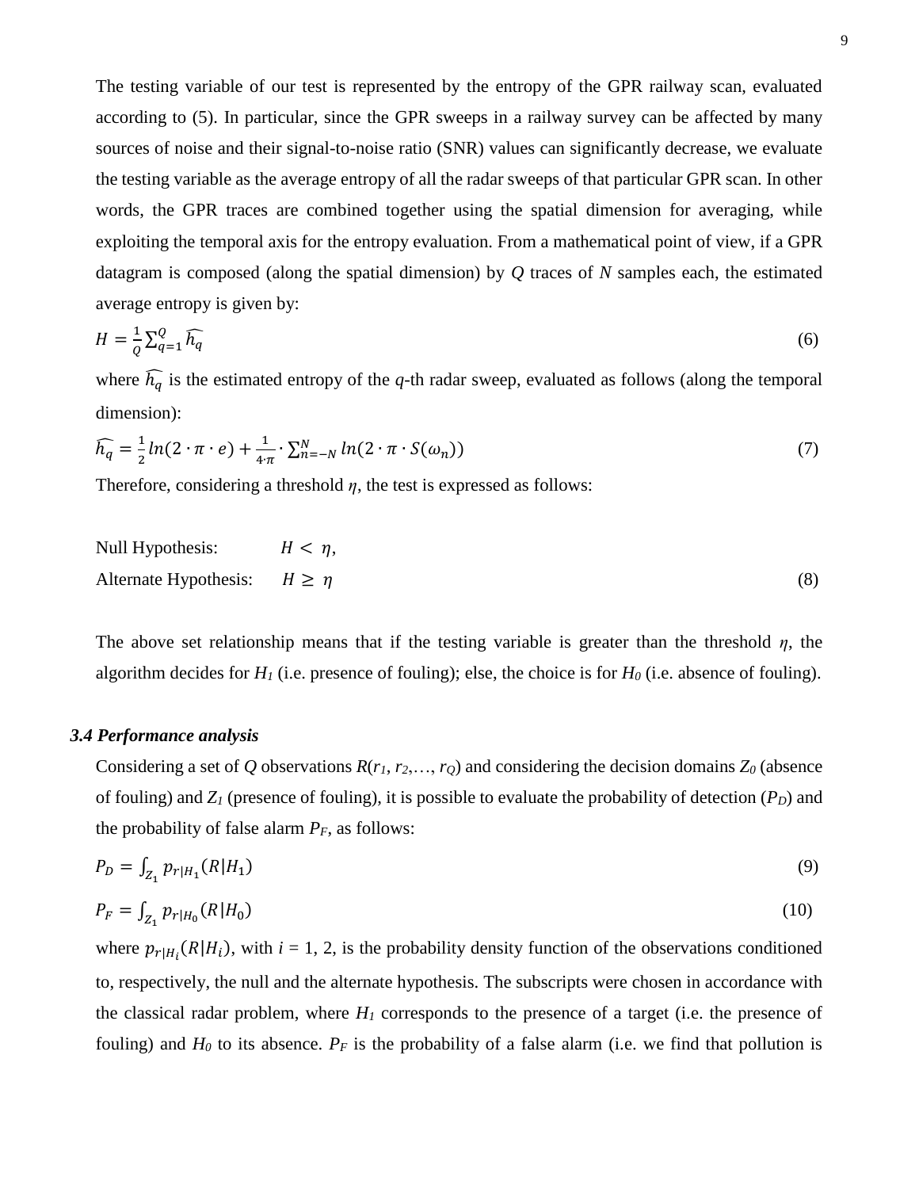The testing variable of our test is represented by the entropy of the GPR railway scan, evaluated according to (5). In particular, since the GPR sweeps in a railway survey can be affected by many sources of noise and their signal-to-noise ratio (SNR) values can significantly decrease, we evaluate the testing variable as the average entropy of all the radar sweeps of that particular GPR scan. In other words, the GPR traces are combined together using the spatial dimension for averaging, while exploiting the temporal axis for the entropy evaluation. From a mathematical point of view, if a GPR datagram is composed (along the spatial dimension) by $Q$ traces of $N$ samples each, the estimated average entropy is given by:

$$H = \frac{1}{Q}\sum_{q=1}^{Q}\widehat{h_q} \tag{6}$$

where $\widehat{h_q}$ is the estimated entropy of the $q$-th radar sweep, evaluated as follows (along the temporal dimension):

$$\widehat{h_q} = \frac{1}{2}ln(2\cdot\pi\cdot e) + \frac{1}{4\cdot\pi}\cdot\sum_{n=-N}^{N} ln(2\cdot\pi\cdot S(\omega_n)) \tag{7}$$

Therefore, considering a threshold $\eta$, the test is expressed as follows:

$$\begin{aligned}
&\text{Null Hypothesis:} \quad H < \eta, \\
&\text{Alternate Hypothesis:} \quad H \geq \eta
\end{aligned} \tag{8}$$

The above set relationship means that if the testing variable is greater than the threshold $\eta$, the algorithm decides for $H_1$ (i.e. presence of fouling); else, the choice is for $H_0$ (i.e. absence of fouling).

### *3.4 Performance analysis*

Considering a set of $Q$ observations $R(r_1, r_2,\ldots, r_Q)$ and considering the decision domains $Z_0$ (absence of fouling) and $Z_1$ (presence of fouling), it is possible to evaluate the probability of detection ($P_D$) and the probability of false alarm $P_F$, as follows:

$$P_D = \int_{Z_1} p_{r|H_1}(R|H_1) \tag{9}$$

$$P_F = \int_{Z_1} p_{r|H_0}(R|H_0) \tag{10}$$

where $p_{r|H_i}(R|H_i)$, with $i$ = 1, 2, is the probability density function of the observations conditioned to, respectively, the null and the alternate hypothesis. The subscripts were chosen in accordance with the classical radar problem, where $H_1$ corresponds to the presence of a target (i.e. the presence of fouling) and $H_0$ to its absence. $P_F$ is the probability of a false alarm (i.e. we find that pollution is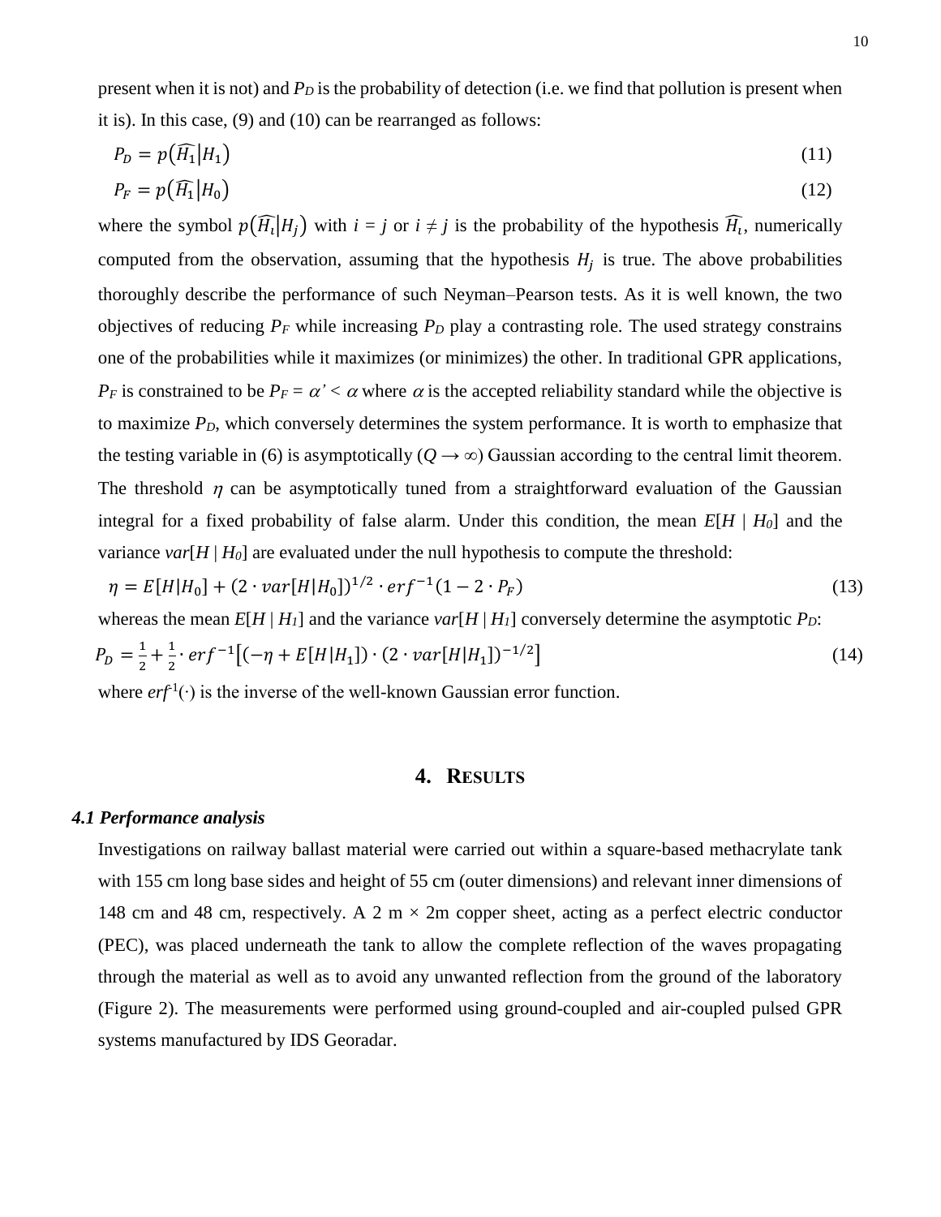present when it is not) and $P_D$ is the probability of detection (i.e. we find that pollution is present when it is). In this case, (9) and (10) can be rearranged as follows:

$$P_D = p(\widehat{H_1}|H_1) \tag{11}$$

$$P_F = p(\widehat{H_1}|H_0) \tag{12}$$

where the symbol $p(\widehat{H_i}|H_j)$ with $i = j$ or $i \neq j$ is the probability of the hypothesis $\widehat{H_i}$, numerically computed from the observation, assuming that the hypothesis $H_j$ is true. The above probabilities thoroughly describe the performance of such Neyman–Pearson tests. As it is well known, the two objectives of reducing $P_F$ while increasing $P_D$ play a contrasting role. The used strategy constrains one of the probabilities while it maximizes (or minimizes) the other. In traditional GPR applications, $P_F$ is constrained to be $P_F = \alpha' < \alpha$ where $\alpha$ is the accepted reliability standard while the objective is to maximize $P_D$, which conversely determines the system performance. It is worth to emphasize that the testing variable in (6) is asymptotically ($Q \rightarrow \infty$) Gaussian according to the central limit theorem. The threshold $\eta$ can be asymptotically tuned from a straightforward evaluation of the Gaussian integral for a fixed probability of false alarm. Under this condition, the mean $E[H \mid H_0]$ and the variance $var[H \mid H_0]$ are evaluated under the null hypothesis to compute the threshold:

$$\eta = E[H|H_0] + (2 \cdot var[H|H_0])^{1/2} \cdot erf^{-1}(1 - 2 \cdot P_F) \tag{13}$$

whereas the mean $E[H \mid H_1]$ and the variance $var[H \mid H_1]$ conversely determine the asymptotic $P_D$:

$$P_D = \frac{1}{2} + \frac{1}{2} \cdot erf^{-1}\left[(-\eta + E[H|H_1]) \cdot (2 \cdot var[H|H_1])^{-1/2}\right] \tag{14}$$

where $erf^{-1}(\cdot)$ is the inverse of the well-known Gaussian error function.

# 4. Results

### *4.1 Performance analysis*

Investigations on railway ballast material were carried out within a square-based methacrylate tank with 155 cm long base sides and height of 55 cm (outer dimensions) and relevant inner dimensions of 148 cm and 48 cm, respectively. A 2 m × 2m copper sheet, acting as a perfect electric conductor (PEC), was placed underneath the tank to allow the complete reflection of the waves propagating through the material as well as to avoid any unwanted reflection from the ground of the laboratory (Figure 2). The measurements were performed using ground-coupled and air-coupled pulsed GPR systems manufactured by IDS Georadar.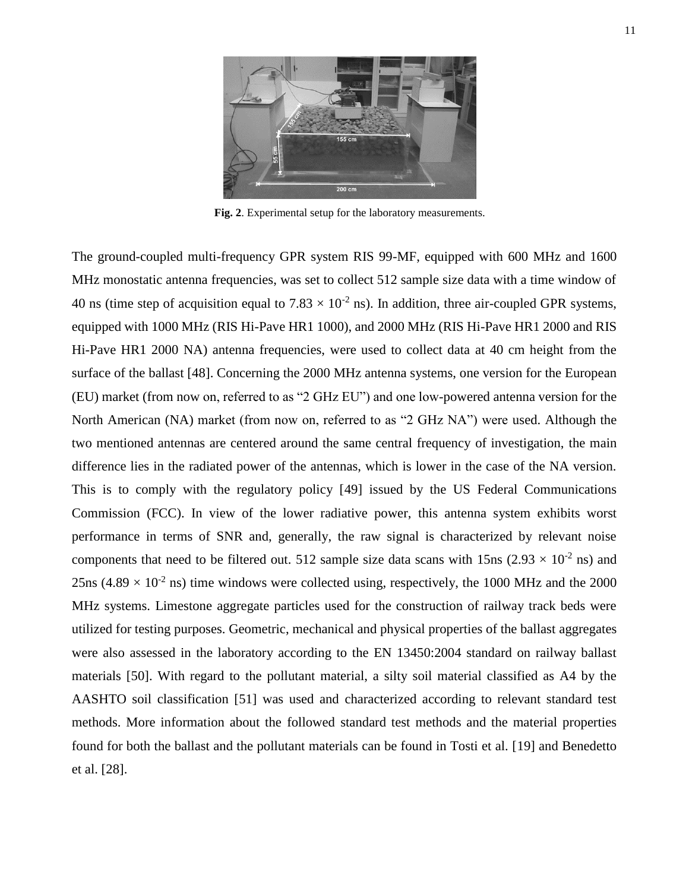**Fig. 2**. Experimental setup for the laboratory measurements.

The ground-coupled multi-frequency GPR system RIS 99-MF, equipped with 600 MHz and 1600 MHz monostatic antenna frequencies, was set to collect 512 sample size data with a time window of 40 ns (time step of acquisition equal to $7.83 \times 10^{-2}$ ns). In addition, three air-coupled GPR systems, equipped with 1000 MHz (RIS Hi-Pave HR1 1000), and 2000 MHz (RIS Hi-Pave HR1 2000 and RIS Hi-Pave HR1 2000 NA) antenna frequencies, were used to collect data at 40 cm height from the surface of the ballast [48]. Concerning the 2000 MHz antenna systems, one version for the European (EU) market (from now on, referred to as "2 GHz EU") and one low-powered antenna version for the North American (NA) market (from now on, referred to as "2 GHz NA") were used. Although the two mentioned antennas are centered around the same central frequency of investigation, the main difference lies in the radiated power of the antennas, which is lower in the case of the NA version. This is to comply with the regulatory policy [49] issued by the US Federal Communications Commission (FCC). In view of the lower radiative power, this antenna system exhibits worst performance in terms of SNR and, generally, the raw signal is characterized by relevant noise components that need to be filtered out. 512 sample size data scans with 15ns ($2.93 \times 10^{-2}$ ns) and 25ns ($4.89 \times 10^{-2}$ ns) time windows were collected using, respectively, the 1000 MHz and the 2000 MHz systems. Limestone aggregate particles used for the construction of railway track beds were utilized for testing purposes. Geometric, mechanical and physical properties of the ballast aggregates were also assessed in the laboratory according to the EN 13450:2004 standard on railway ballast materials [50]. With regard to the pollutant material, a silty soil material classified as A4 by the AASHTO soil classification [51] was used and characterized according to relevant standard test methods. More information about the followed standard test methods and the material properties found for both the ballast and the pollutant materials can be found in Tosti et al. [19] and Benedetto et al. [28].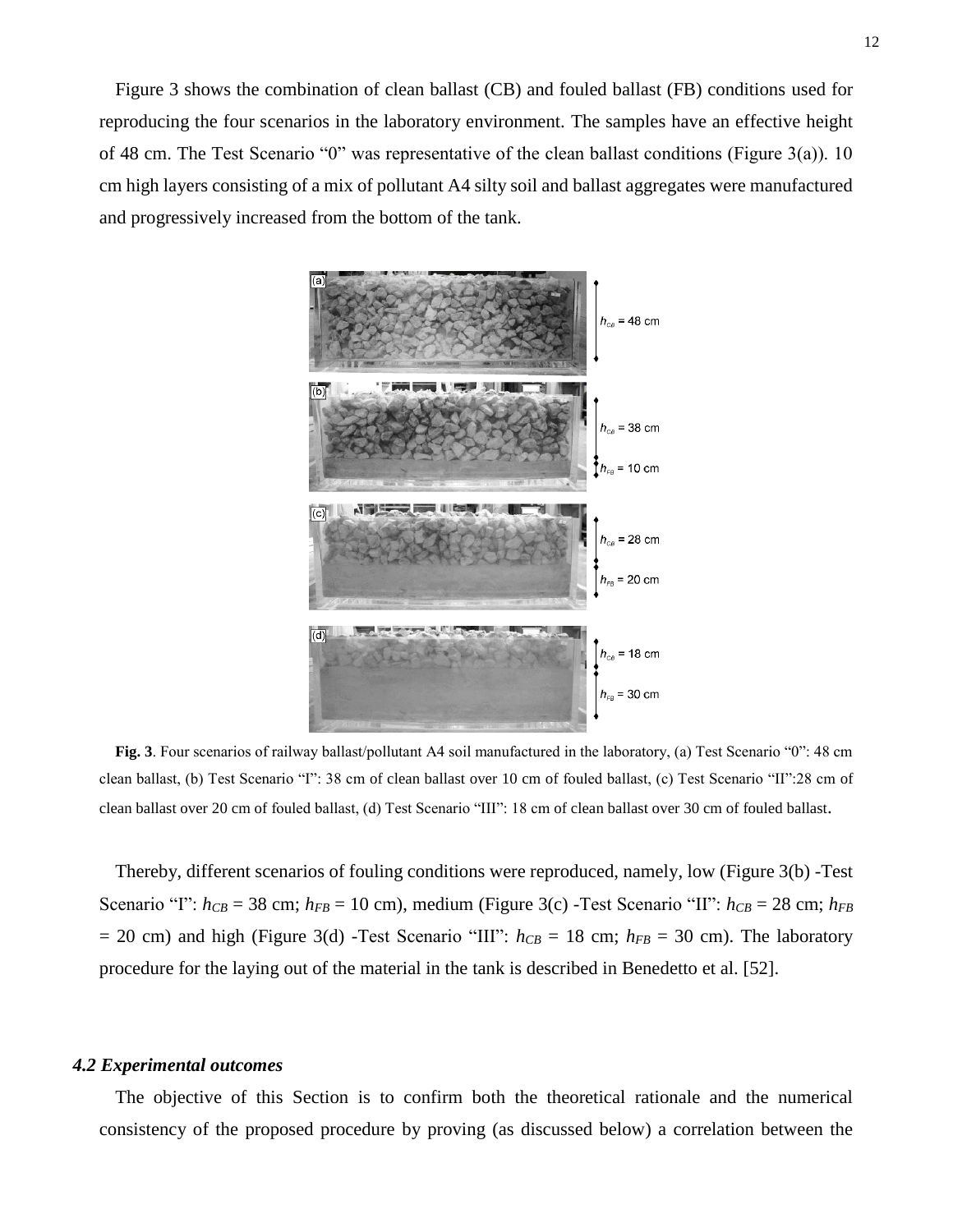Figure 3 shows the combination of clean ballast (CB) and fouled ballast (FB) conditions used for reproducing the four scenarios in the laboratory environment. The samples have an effective height of 48 cm. The Test Scenario "0" was representative of the clean ballast conditions (Figure 3(a)). 10 cm high layers consisting of a mix of pollutant A4 silty soil and ballast aggregates were manufactured and progressively increased from the bottom of the tank.

**Fig. 3**. Four scenarios of railway ballast/pollutant A4 soil manufactured in the laboratory, (a) Test Scenario "0": 48 cm clean ballast, (b) Test Scenario "I": 38 cm of clean ballast over 10 cm of fouled ballast, (c) Test Scenario "II":28 cm of clean ballast over 20 cm of fouled ballast, (d) Test Scenario "III": 18 cm of clean ballast over 30 cm of fouled ballast.

Thereby, different scenarios of fouling conditions were reproduced, namely, low (Figure 3(b) -Test Scenario "I": $h_{CB}$ = 38 cm; $h_{FB}$ = 10 cm), medium (Figure 3(c) -Test Scenario "II": $h_{CB}$ = 28 cm; $h_{FB}$ = 20 cm) and high (Figure 3(d) -Test Scenario "III": $h_{CB}$ = 18 cm; $h_{FB}$ = 30 cm). The laboratory procedure for the laying out of the material in the tank is described in Benedetto et al. [52].

### *4.2 Experimental outcomes*

The objective of this Section is to confirm both the theoretical rationale and the numerical consistency of the proposed procedure by proving (as discussed below) a correlation between the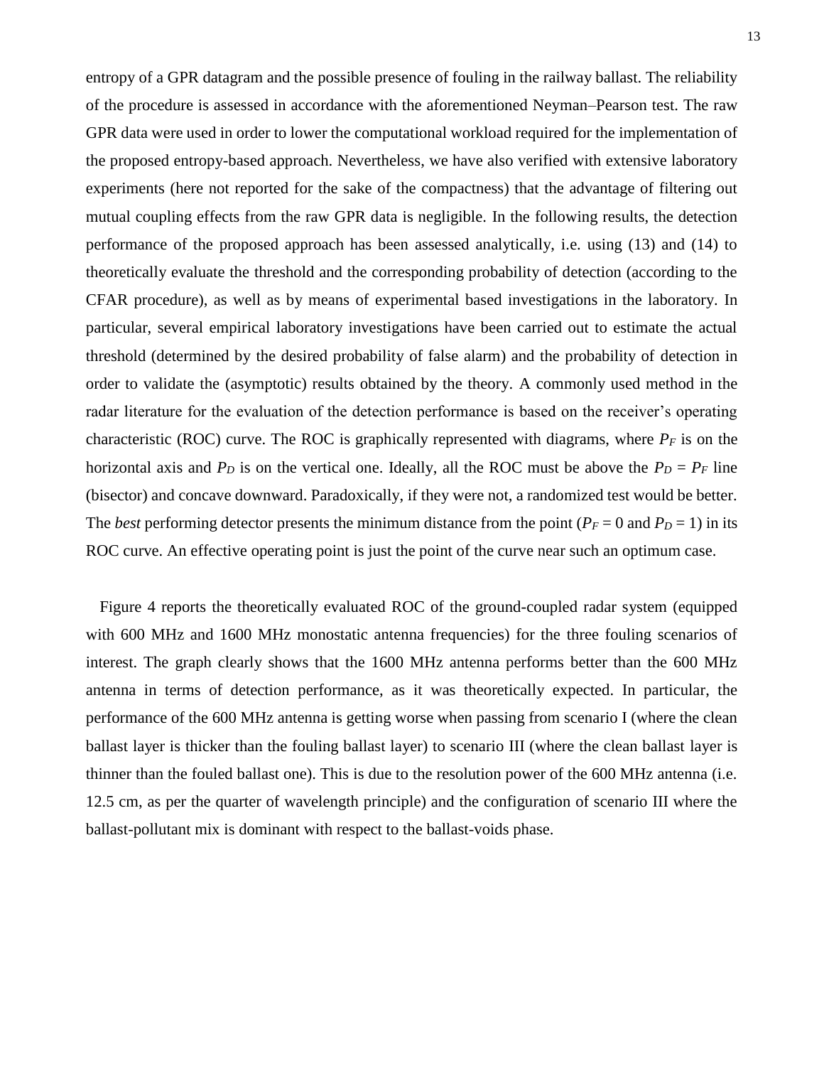entropy of a GPR datagram and the possible presence of fouling in the railway ballast. The reliability of the procedure is assessed in accordance with the aforementioned Neyman–Pearson test. The raw GPR data were used in order to lower the computational workload required for the implementation of the proposed entropy-based approach. Nevertheless, we have also verified with extensive laboratory experiments (here not reported for the sake of the compactness) that the advantage of filtering out mutual coupling effects from the raw GPR data is negligible. In the following results, the detection performance of the proposed approach has been assessed analytically, i.e. using (13) and (14) to theoretically evaluate the threshold and the corresponding probability of detection (according to the CFAR procedure), as well as by means of experimental based investigations in the laboratory. In particular, several empirical laboratory investigations have been carried out to estimate the actual threshold (determined by the desired probability of false alarm) and the probability of detection in order to validate the (asymptotic) results obtained by the theory. A commonly used method in the radar literature for the evaluation of the detection performance is based on the receiver's operating characteristic (ROC) curve. The ROC is graphically represented with diagrams, where $P_F$ is on the horizontal axis and $P_D$ is on the vertical one. Ideally, all the ROC must be above the $P_D = P_F$ line (bisector) and concave downward. Paradoxically, if they were not, a randomized test would be better. The *best* performing detector presents the minimum distance from the point ($P_F = 0$ and $P_D = 1$) in its ROC curve. An effective operating point is just the point of the curve near such an optimum case.

Figure 4 reports the theoretically evaluated ROC of the ground-coupled radar system (equipped with 600 MHz and 1600 MHz monostatic antenna frequencies) for the three fouling scenarios of interest. The graph clearly shows that the 1600 MHz antenna performs better than the 600 MHz antenna in terms of detection performance, as it was theoretically expected. In particular, the performance of the 600 MHz antenna is getting worse when passing from scenario I (where the clean ballast layer is thicker than the fouling ballast layer) to scenario III (where the clean ballast layer is thinner than the fouled ballast one). This is due to the resolution power of the 600 MHz antenna (i.e. 12.5 cm, as per the quarter of wavelength principle) and the configuration of scenario III where the ballast-pollutant mix is dominant with respect to the ballast-voids phase.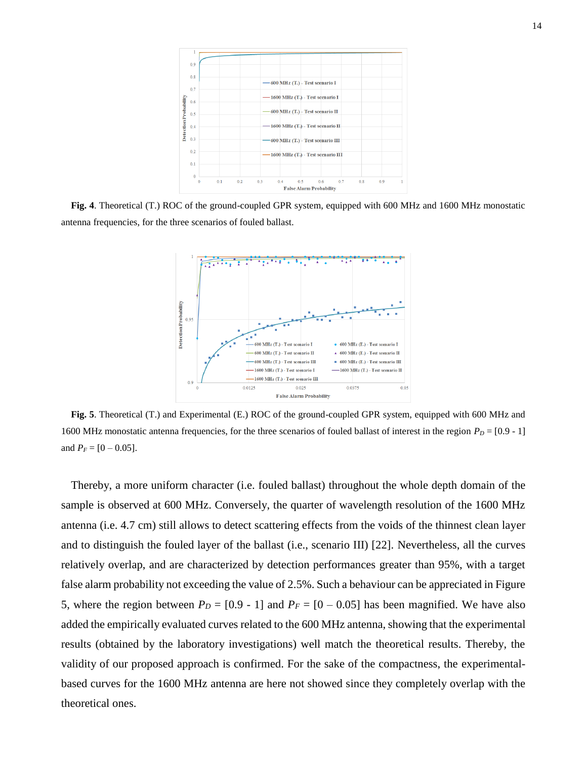**Fig. 4**. Theoretical (T.) ROC of the ground-coupled GPR system, equipped with 600 MHz and 1600 MHz monostatic antenna frequencies, for the three scenarios of fouled ballast.

**Fig. 5**. Theoretical (T.) and Experimental (E.) ROC of the ground-coupled GPR system, equipped with 600 MHz and 1600 MHz monostatic antenna frequencies, for the three scenarios of fouled ballast of interest in the region $P_D$ = [0.9 - 1] and $P_F$ = [0 – 0.05].

Thereby, a more uniform character (i.e. fouled ballast) throughout the whole depth domain of the sample is observed at 600 MHz. Conversely, the quarter of wavelength resolution of the 1600 MHz antenna (i.e. 4.7 cm) still allows to detect scattering effects from the voids of the thinnest clean layer and to distinguish the fouled layer of the ballast (i.e., scenario III) [22]. Nevertheless, all the curves relatively overlap, and are characterized by detection performances greater than 95%, with a target false alarm probability not exceeding the value of 2.5%. Such a behaviour can be appreciated in Figure 5, where the region between $P_D$ = [0.9 - 1] and $P_F$ = [0 – 0.05] has been magnified. We have also added the empirically evaluated curves related to the 600 MHz antenna, showing that the experimental results (obtained by the laboratory investigations) well match the theoretical results. Thereby, the validity of our proposed approach is confirmed. For the sake of the compactness, the experimental-based curves for the 1600 MHz antenna are here not showed since they completely overlap with the theoretical ones.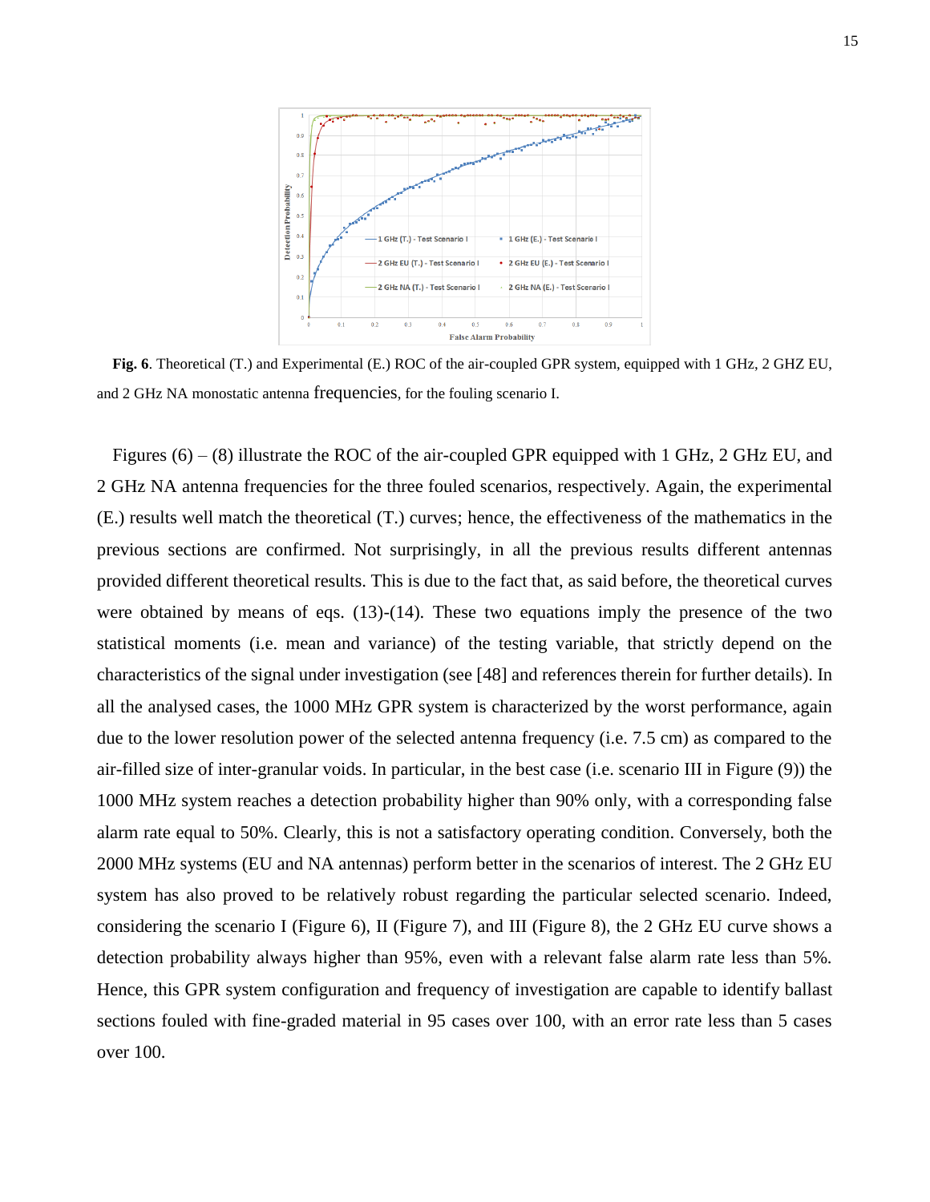**Fig. 6**. Theoretical (T.) and Experimental (E.) ROC of the air-coupled GPR system, equipped with 1 GHz, 2 GHZ EU, and 2 GHz NA monostatic antenna frequencies, for the fouling scenario I.

Figures (6) – (8) illustrate the ROC of the air-coupled GPR equipped with 1 GHz, 2 GHz EU, and 2 GHz NA antenna frequencies for the three fouled scenarios, respectively. Again, the experimental (E.) results well match the theoretical (T.) curves; hence, the effectiveness of the mathematics in the previous sections are confirmed. Not surprisingly, in all the previous results different antennas provided different theoretical results. This is due to the fact that, as said before, the theoretical curves were obtained by means of eqs. (13)-(14). These two equations imply the presence of the two statistical moments (i.e. mean and variance) of the testing variable, that strictly depend on the characteristics of the signal under investigation (see [48] and references therein for further details). In all the analysed cases, the 1000 MHz GPR system is characterized by the worst performance, again due to the lower resolution power of the selected antenna frequency (i.e. 7.5 cm) as compared to the air-filled size of inter-granular voids. In particular, in the best case (i.e. scenario III in Figure (9)) the 1000 MHz system reaches a detection probability higher than 90% only, with a corresponding false alarm rate equal to 50%. Clearly, this is not a satisfactory operating condition. Conversely, both the 2000 MHz systems (EU and NA antennas) perform better in the scenarios of interest. The 2 GHz EU system has also proved to be relatively robust regarding the particular selected scenario. Indeed, considering the scenario I (Figure 6), II (Figure 7), and III (Figure 8), the 2 GHz EU curve shows a detection probability always higher than 95%, even with a relevant false alarm rate less than 5%. Hence, this GPR system configuration and frequency of investigation are capable to identify ballast sections fouled with fine-graded material in 95 cases over 100, with an error rate less than 5 cases over 100.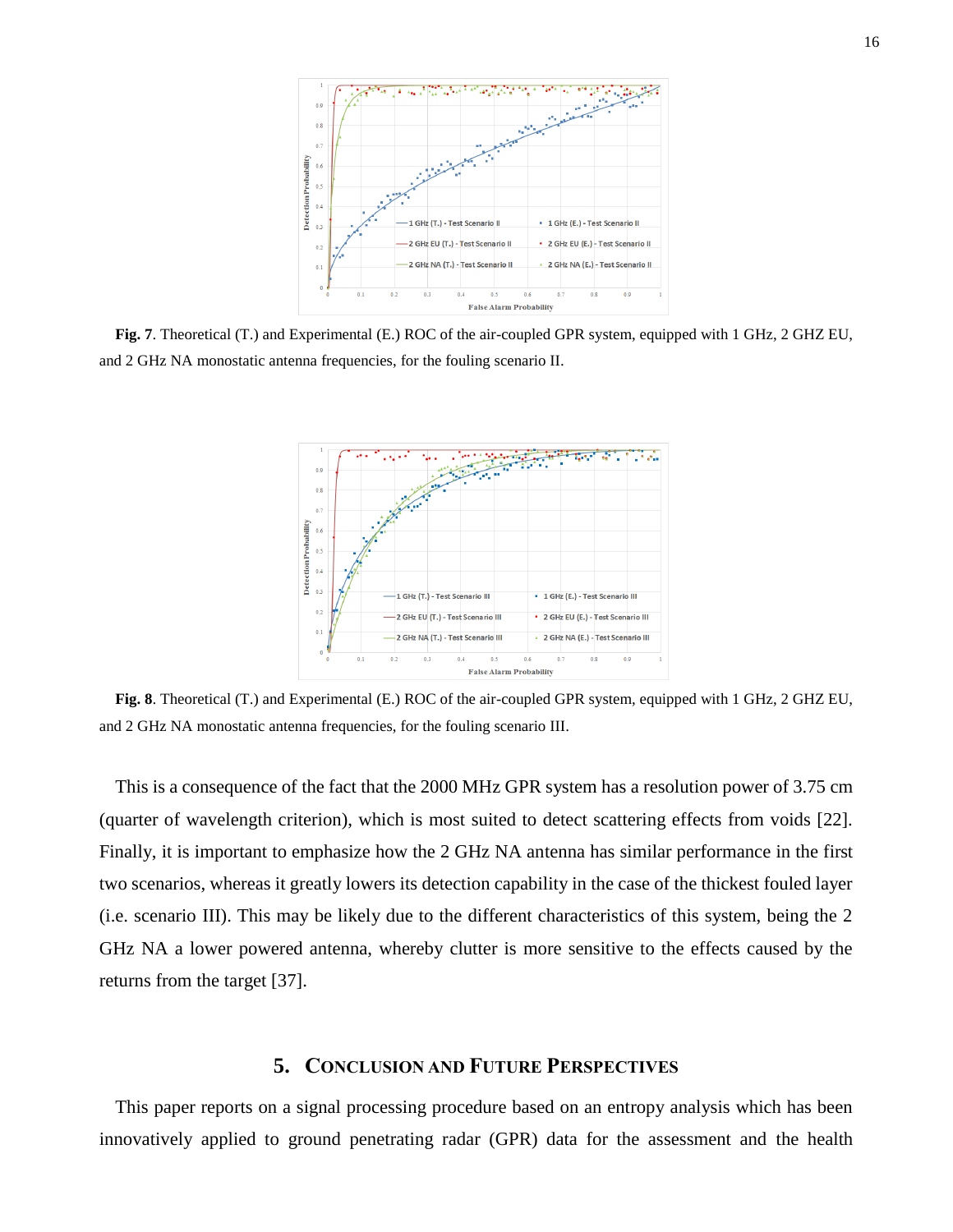**Fig. 7**. Theoretical (T.) and Experimental (E.) ROC of the air-coupled GPR system, equipped with 1 GHz, 2 GHZ EU, and 2 GHz NA monostatic antenna frequencies, for the fouling scenario II.

**Fig. 8**. Theoretical (T.) and Experimental (E.) ROC of the air-coupled GPR system, equipped with 1 GHz, 2 GHZ EU, and 2 GHz NA monostatic antenna frequencies, for the fouling scenario III.

This is a consequence of the fact that the 2000 MHz GPR system has a resolution power of 3.75 cm (quarter of wavelength criterion), which is most suited to detect scattering effects from voids [22]. Finally, it is important to emphasize how the 2 GHz NA antenna has similar performance in the first two scenarios, whereas it greatly lowers its detection capability in the case of the thickest fouled layer (i.e. scenario III). This may be likely due to the different characteristics of this system, being the 2 GHz NA a lower powered antenna, whereby clutter is more sensitive to the effects caused by the returns from the target [37].

## 5. Conclusion and Future Perspectives

This paper reports on a signal processing procedure based on an entropy analysis which has been innovatively applied to ground penetrating radar (GPR) data for the assessment and the health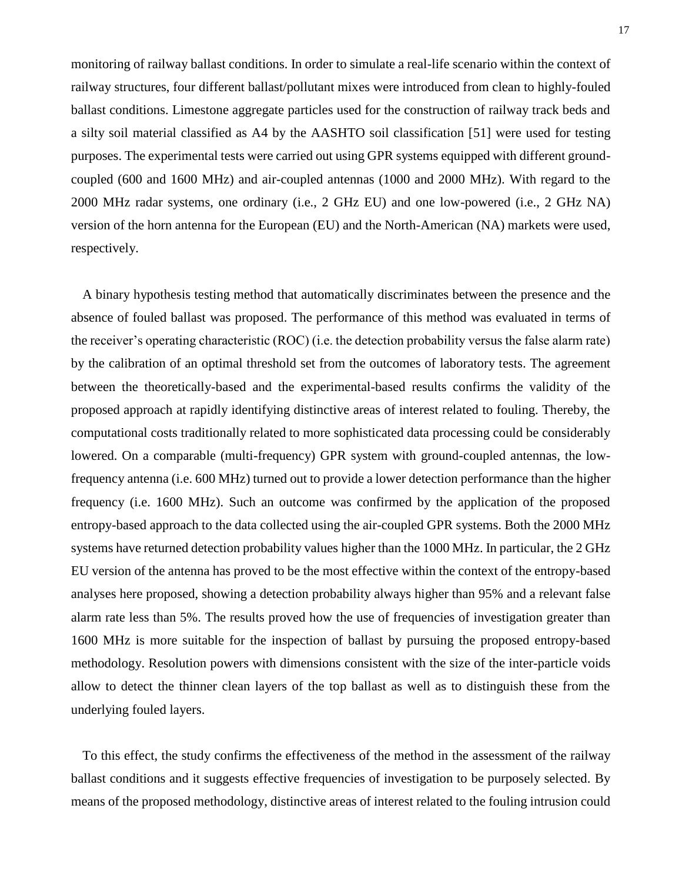monitoring of railway ballast conditions. In order to simulate a real-life scenario within the context of railway structures, four different ballast/pollutant mixes were introduced from clean to highly-fouled ballast conditions. Limestone aggregate particles used for the construction of railway track beds and a silty soil material classified as A4 by the AASHTO soil classification [51] were used for testing purposes. The experimental tests were carried out using GPR systems equipped with different ground-coupled (600 and 1600 MHz) and air-coupled antennas (1000 and 2000 MHz). With regard to the 2000 MHz radar systems, one ordinary (i.e., 2 GHz EU) and one low-powered (i.e., 2 GHz NA) version of the horn antenna for the European (EU) and the North-American (NA) markets were used, respectively.

A binary hypothesis testing method that automatically discriminates between the presence and the absence of fouled ballast was proposed. The performance of this method was evaluated in terms of the receiver's operating characteristic (ROC) (i.e. the detection probability versus the false alarm rate) by the calibration of an optimal threshold set from the outcomes of laboratory tests. The agreement between the theoretically-based and the experimental-based results confirms the validity of the proposed approach at rapidly identifying distinctive areas of interest related to fouling. Thereby, the computational costs traditionally related to more sophisticated data processing could be considerably lowered. On a comparable (multi-frequency) GPR system with ground-coupled antennas, the low-frequency antenna (i.e. 600 MHz) turned out to provide a lower detection performance than the higher frequency (i.e. 1600 MHz). Such an outcome was confirmed by the application of the proposed entropy-based approach to the data collected using the air-coupled GPR systems. Both the 2000 MHz systems have returned detection probability values higher than the 1000 MHz. In particular, the 2 GHz EU version of the antenna has proved to be the most effective within the context of the entropy-based analyses here proposed, showing a detection probability always higher than 95% and a relevant false alarm rate less than 5%. The results proved how the use of frequencies of investigation greater than 1600 MHz is more suitable for the inspection of ballast by pursuing the proposed entropy-based methodology. Resolution powers with dimensions consistent with the size of the inter-particle voids allow to detect the thinner clean layers of the top ballast as well as to distinguish these from the underlying fouled layers.

To this effect, the study confirms the effectiveness of the method in the assessment of the railway ballast conditions and it suggests effective frequencies of investigation to be purposely selected. By means of the proposed methodology, distinctive areas of interest related to the fouling intrusion could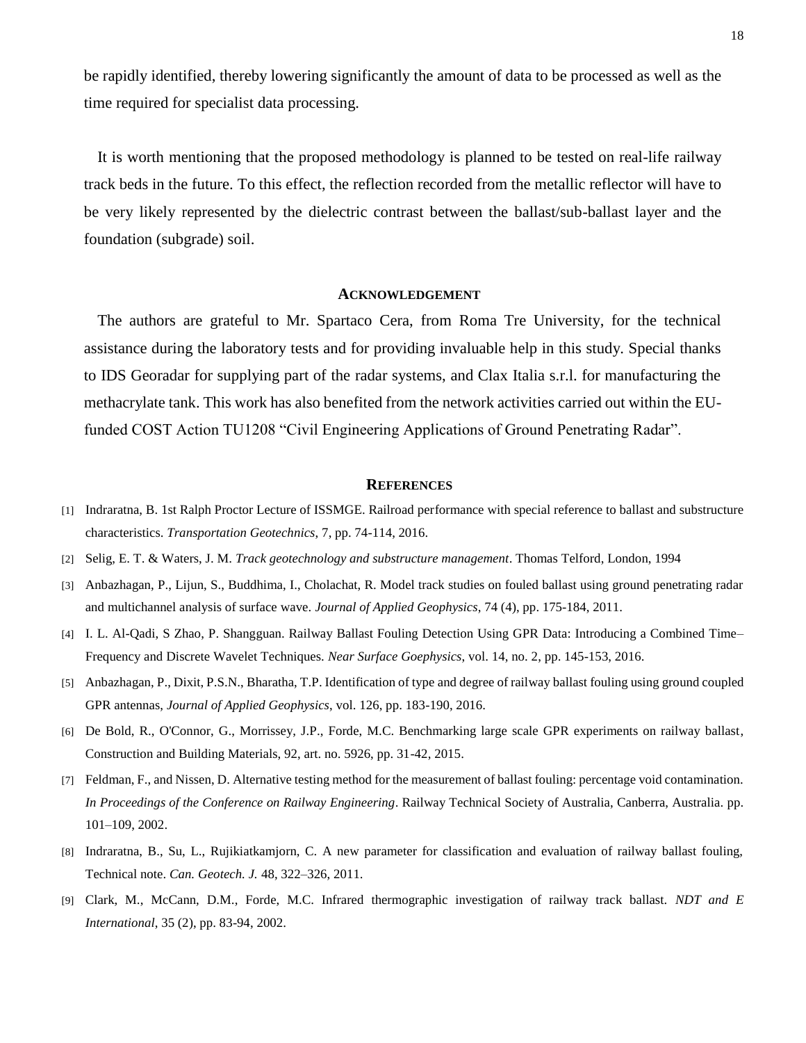be rapidly identified, thereby lowering significantly the amount of data to be processed as well as the time required for specialist data processing.

It is worth mentioning that the proposed methodology is planned to be tested on real-life railway track beds in the future. To this effect, the reflection recorded from the metallic reflector will have to be very likely represented by the dielectric contrast between the ballast/sub-ballast layer and the foundation (subgrade) soil.

## ACKNOWLEDGEMENT

The authors are grateful to Mr. Spartaco Cera, from Roma Tre University, for the technical assistance during the laboratory tests and for providing invaluable help in this study. Special thanks to IDS Georadar for supplying part of the radar systems, and Clax Italia s.r.l. for manufacturing the methacrylate tank. This work has also benefited from the network activities carried out within the EU-funded COST Action TU1208 "Civil Engineering Applications of Ground Penetrating Radar".

## REFERENCES

[1] Indraratna, B. 1st Ralph Proctor Lecture of ISSMGE. Railroad performance with special reference to ballast and substructure characteristics. *Transportation Geotechnics*, 7, pp. 74-114, 2016.

[2] Selig, E. T. & Waters, J. M. *Track geotechnology and substructure management*. Thomas Telford, London, 1994

[3] Anbazhagan, P., Lijun, S., Buddhima, I., Cholachat, R. Model track studies on fouled ballast using ground penetrating radar and multichannel analysis of surface wave. *Journal of Applied Geophysics*, 74 (4), pp. 175-184, 2011.

[4] I. L. Al-Qadi, S Zhao, P. Shangguan. Railway Ballast Fouling Detection Using GPR Data: Introducing a Combined Time–Frequency and Discrete Wavelet Techniques. *Near Surface Goephysics*, vol. 14, no. 2, pp. 145-153, 2016.

[5] Anbazhagan, P., Dixit, P.S.N., Bharatha, T.P. Identification of type and degree of railway ballast fouling using ground coupled GPR antennas, *Journal of Applied Geophysics*, vol. 126, pp. 183-190, 2016.

[6] De Bold, R., O'Connor, G., Morrissey, J.P., Forde, M.C. Benchmarking large scale GPR experiments on railway ballast, Construction and Building Materials, 92, art. no. 5926, pp. 31-42, 2015.

[7] Feldman, F., and Nissen, D. Alternative testing method for the measurement of ballast fouling: percentage void contamination. *In Proceedings of the Conference on Railway Engineering*. Railway Technical Society of Australia, Canberra, Australia. pp. 101–109, 2002.

[8] Indraratna, B., Su, L., Rujikiatkamjorn, C. A new parameter for classification and evaluation of railway ballast fouling, Technical note. *Can. Geotech. J.* 48, 322–326, 2011.

[9] Clark, M., McCann, D.M., Forde, M.C. Infrared thermographic investigation of railway track ballast. *NDT and E International*, 35 (2), pp. 83-94, 2002.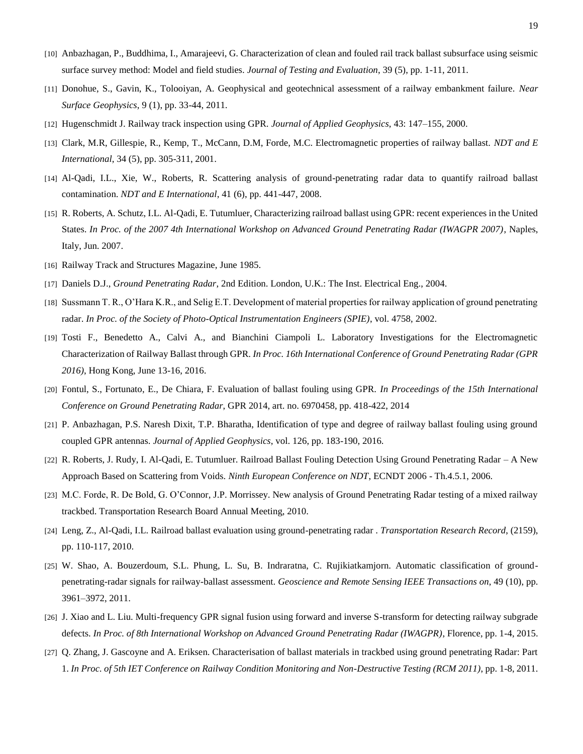[10] Anbazhagan, P., Buddhima, I., Amarajeevi, G. Characterization of clean and fouled rail track ballast subsurface using seismic surface survey method: Model and field studies. *Journal of Testing and Evaluation*, 39 (5), pp. 1-11, 2011.

[11] Donohue, S., Gavin, K., Tolooiyan, A. Geophysical and geotechnical assessment of a railway embankment failure. *Near Surface Geophysics*, 9 (1), pp. 33-44, 2011.

[12] Hugenschmidt J. Railway track inspection using GPR. *Journal of Applied Geophysics*, 43: 147–155, 2000.

[13] Clark, M.R, Gillespie, R., Kemp, T., McCann, D.M, Forde, M.C. Electromagnetic properties of railway ballast. *NDT and E International*, 34 (5), pp. 305-311, 2001.

[14] Al-Qadi, I.L., Xie, W., Roberts, R. Scattering analysis of ground-penetrating radar data to quantify railroad ballast contamination. *NDT and E International*, 41 (6), pp. 441-447, 2008.

[15] R. Roberts, A. Schutz, I.L. Al-Qadi, E. Tutumluer, Characterizing railroad ballast using GPR: recent experiences in the United States. *In Proc. of the 2007 4th International Workshop on Advanced Ground Penetrating Radar (IWAGPR 2007)*, Naples, Italy, Jun. 2007.

[16] Railway Track and Structures Magazine, June 1985.

[17] Daniels D.J., *Ground Penetrating Radar*, 2nd Edition. London, U.K.: The Inst. Electrical Eng., 2004.

[18] Sussmann T. R., O'Hara K.R., and Selig E.T. Development of material properties for railway application of ground penetrating radar. *In Proc. of the Society of Photo-Optical Instrumentation Engineers (SPIE)*, vol. 4758, 2002.

[19] Tosti F., Benedetto A., Calvi A., and Bianchini Ciampoli L. Laboratory Investigations for the Electromagnetic Characterization of Railway Ballast through GPR. *In Proc. 16th International Conference of Ground Penetrating Radar (GPR 2016)*, Hong Kong, June 13-16, 2016.

[20] Fontul, S., Fortunato, E., De Chiara, F. Evaluation of ballast fouling using GPR. *In Proceedings of the 15th International Conference on Ground Penetrating Radar*, GPR 2014, art. no. 6970458, pp. 418-422, 2014

[21] P. Anbazhagan, P.S. Naresh Dixit, T.P. Bharatha, Identification of type and degree of railway ballast fouling using ground coupled GPR antennas. *Journal of Applied Geophysics*, vol. 126, pp. 183-190, 2016.

[22] R. Roberts, J. Rudy, I. Al-Qadi, E. Tutumluer. Railroad Ballast Fouling Detection Using Ground Penetrating Radar – A New Approach Based on Scattering from Voids. *Ninth European Conference on NDT*, ECNDT 2006 - Th.4.5.1, 2006.

[23] M.C. Forde, R. De Bold, G. O'Connor, J.P. Morrissey. New analysis of Ground Penetrating Radar testing of a mixed railway trackbed. Transportation Research Board Annual Meeting, 2010.

[24] Leng, Z., Al-Qadi, I.L. Railroad ballast evaluation using ground-penetrating radar . *Transportation Research Record*, (2159), pp. 110-117, 2010.

[25] W. Shao, A. Bouzerdoum, S.L. Phung, L. Su, B. Indraratna, C. Rujikiatkamjorn. Automatic classification of ground-penetrating-radar signals for railway-ballast assessment. *Geoscience and Remote Sensing IEEE Transactions on*, 49 (10), pp. 3961–3972, 2011.

[26] J. Xiao and L. Liu. Multi-frequency GPR signal fusion using forward and inverse S-transform for detecting railway subgrade defects. *In Proc. of 8th International Workshop on Advanced Ground Penetrating Radar (IWAGPR)*, Florence, pp. 1-4, 2015.

[27] Q. Zhang, J. Gascoyne and A. Eriksen. Characterisation of ballast materials in trackbed using ground penetrating Radar: Part 1. *In Proc. of 5th IET Conference on Railway Condition Monitoring and Non-Destructive Testing (RCM 2011)*, pp. 1-8, 2011.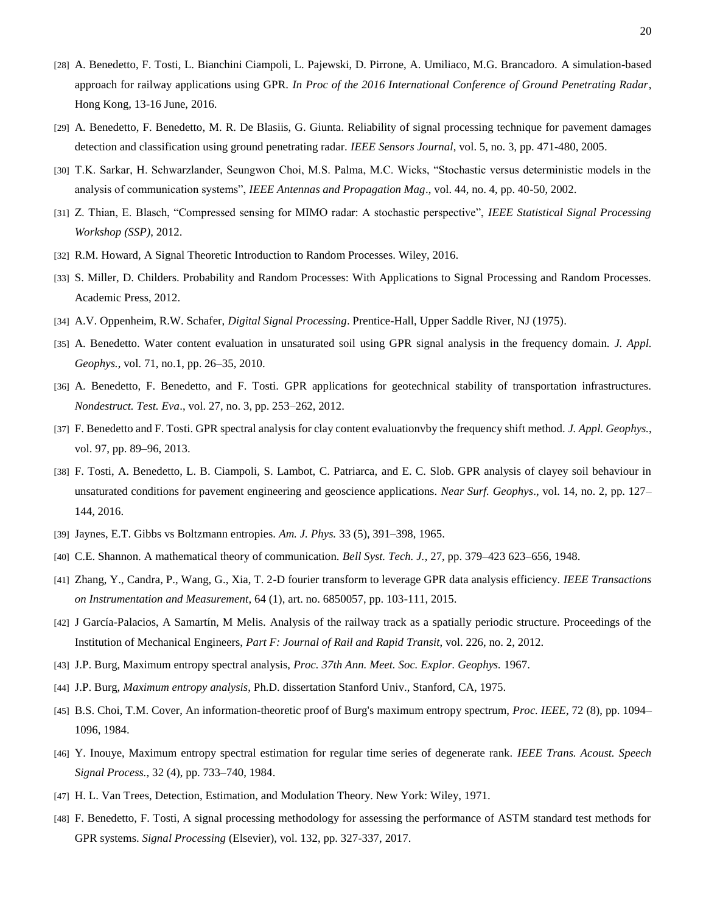[28] A. Benedetto, F. Tosti, L. Bianchini Ciampoli, L. Pajewski, D. Pirrone, A. Umiliaco, M.G. Brancadoro. A simulation-based approach for railway applications using GPR. *In Proc of the 2016 International Conference of Ground Penetrating Radar*, Hong Kong, 13-16 June, 2016.

[29] A. Benedetto, F. Benedetto, M. R. De Blasiis, G. Giunta. Reliability of signal processing technique for pavement damages detection and classification using ground penetrating radar. *IEEE Sensors Journal*, vol. 5, no. 3, pp. 471-480, 2005.

[30] T.K. Sarkar, H. Schwarzlander, Seungwon Choi, M.S. Palma, M.C. Wicks, "Stochastic versus deterministic models in the analysis of communication systems", *IEEE Antennas and Propagation Mag*., vol. 44, no. 4, pp. 40-50, 2002.

[31] Z. Thian, E. Blasch, "Compressed sensing for MIMO radar: A stochastic perspective", *IEEE Statistical Signal Processing Workshop (SSP)*, 2012.

[32] R.M. Howard, A Signal Theoretic Introduction to Random Processes. Wiley, 2016.

[33] S. Miller, D. Childers. Probability and Random Processes: With Applications to Signal Processing and Random Processes. Academic Press, 2012.

[34] A.V. Oppenheim, R.W. Schafer, *Digital Signal Processing*. Prentice-Hall, Upper Saddle River, NJ (1975).

[35] A. Benedetto. Water content evaluation in unsaturated soil using GPR signal analysis in the frequency domain. *J. Appl. Geophys.*, vol. 71, no.1, pp. 26–35, 2010.

[36] A. Benedetto, F. Benedetto, and F. Tosti. GPR applications for geotechnical stability of transportation infrastructures. *Nondestruct. Test. Eva*., vol. 27, no. 3, pp. 253–262, 2012.

[37] F. Benedetto and F. Tosti. GPR spectral analysis for clay content evaluationvby the frequency shift method. *J. Appl. Geophys.*, vol. 97, pp. 89–96, 2013.

[38] F. Tosti, A. Benedetto, L. B. Ciampoli, S. Lambot, C. Patriarca, and E. C. Slob. GPR analysis of clayey soil behaviour in unsaturated conditions for pavement engineering and geoscience applications. *Near Surf. Geophys*., vol. 14, no. 2, pp. 127–144, 2016.

[39] Jaynes, E.T. Gibbs vs Boltzmann entropies. *Am. J. Phys.* 33 (5), 391–398, 1965.

[40] C.E. Shannon. A mathematical theory of communication. *Bell Syst. Tech. J.*, 27, pp. 379–423 623–656, 1948.

[41] Zhang, Y., Candra, P., Wang, G., Xia, T. 2-D fourier transform to leverage GPR data analysis efficiency. *IEEE Transactions on Instrumentation and Measurement*, 64 (1), art. no. 6850057, pp. 103-111, 2015.

[42] J García-Palacios, A Samartín, M Melis. Analysis of the railway track as a spatially periodic structure. Proceedings of the Institution of Mechanical Engineers, *Part F: Journal of Rail and Rapid Transit*, vol. 226, no. 2, 2012.

[43] J.P. Burg, Maximum entropy spectral analysis, *Proc. 37th Ann. Meet. Soc. Explor. Geophys.* 1967.

[44] J.P. Burg, *Maximum entropy analysis*, Ph.D. dissertation Stanford Univ., Stanford, CA, 1975.

[45] B.S. Choi, T.M. Cover, An information-theoretic proof of Burg's maximum entropy spectrum, *Proc. IEEE*, 72 (8), pp. 1094–1096, 1984.

[46] Y. Inouye, Maximum entropy spectral estimation for regular time series of degenerate rank. *IEEE Trans. Acoust. Speech Signal Process.*, 32 (4), pp. 733–740, 1984.

[47] H. L. Van Trees, Detection, Estimation, and Modulation Theory. New York: Wiley, 1971.

[48] F. Benedetto, F. Tosti, A signal processing methodology for assessing the performance of ASTM standard test methods for GPR systems. *Signal Processing* (Elsevier), vol. 132, pp. 327-337, 2017.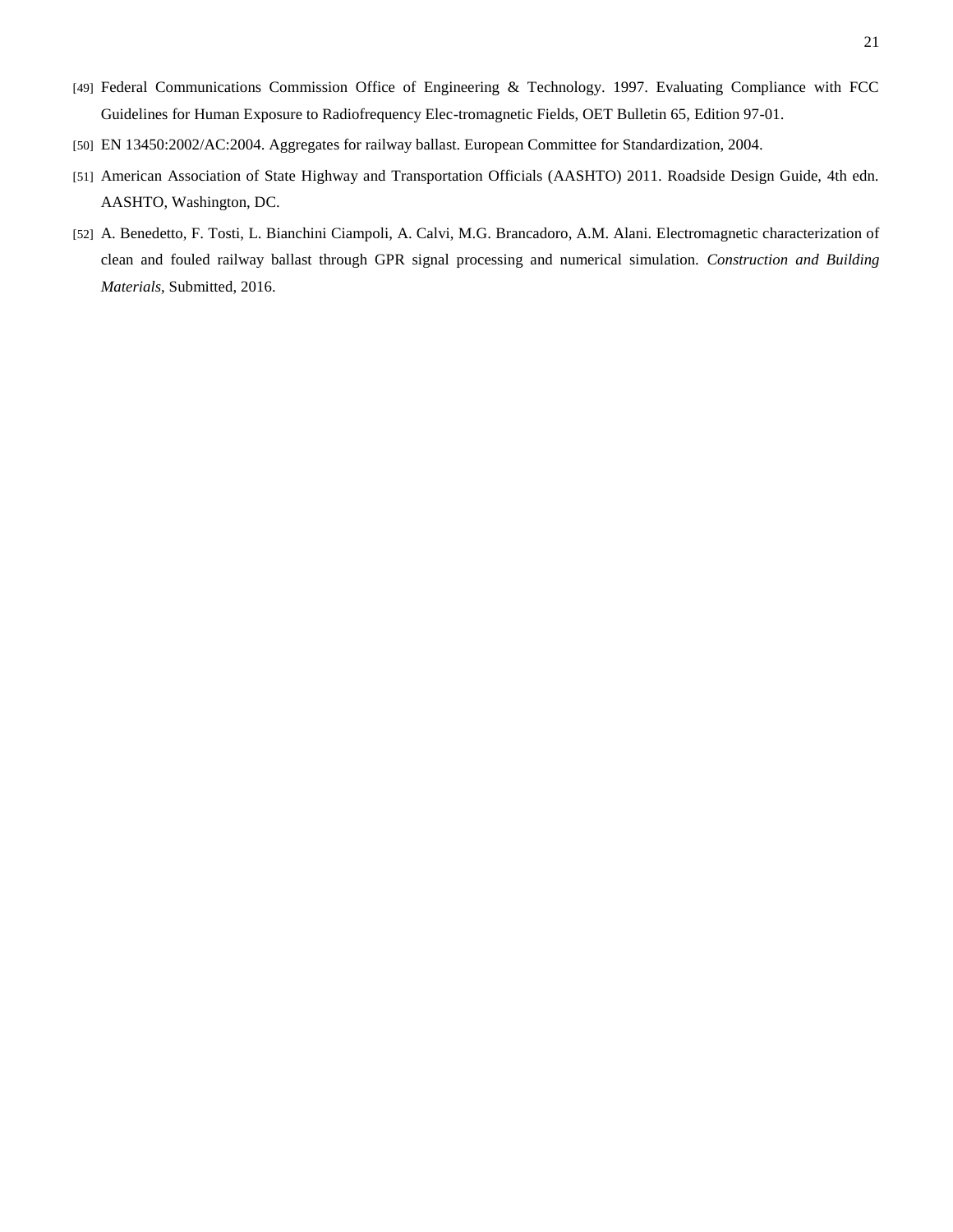[49] Federal Communications Commission Office of Engineering & Technology. 1997. Evaluating Compliance with FCC Guidelines for Human Exposure to Radiofrequency Elec-tromagnetic Fields, OET Bulletin 65, Edition 97-01.

[50] EN 13450:2002/AC:2004. Aggregates for railway ballast. European Committee for Standardization, 2004.

[51] American Association of State Highway and Transportation Officials (AASHTO) 2011. Roadside Design Guide, 4th edn. AASHTO, Washington, DC.

[52] A. Benedetto, F. Tosti, L. Bianchini Ciampoli, A. Calvi, M.G. Brancadoro, A.M. Alani. Electromagnetic characterization of clean and fouled railway ballast through GPR signal processing and numerical simulation. *Construction and Building Materials*, Submitted, 2016.